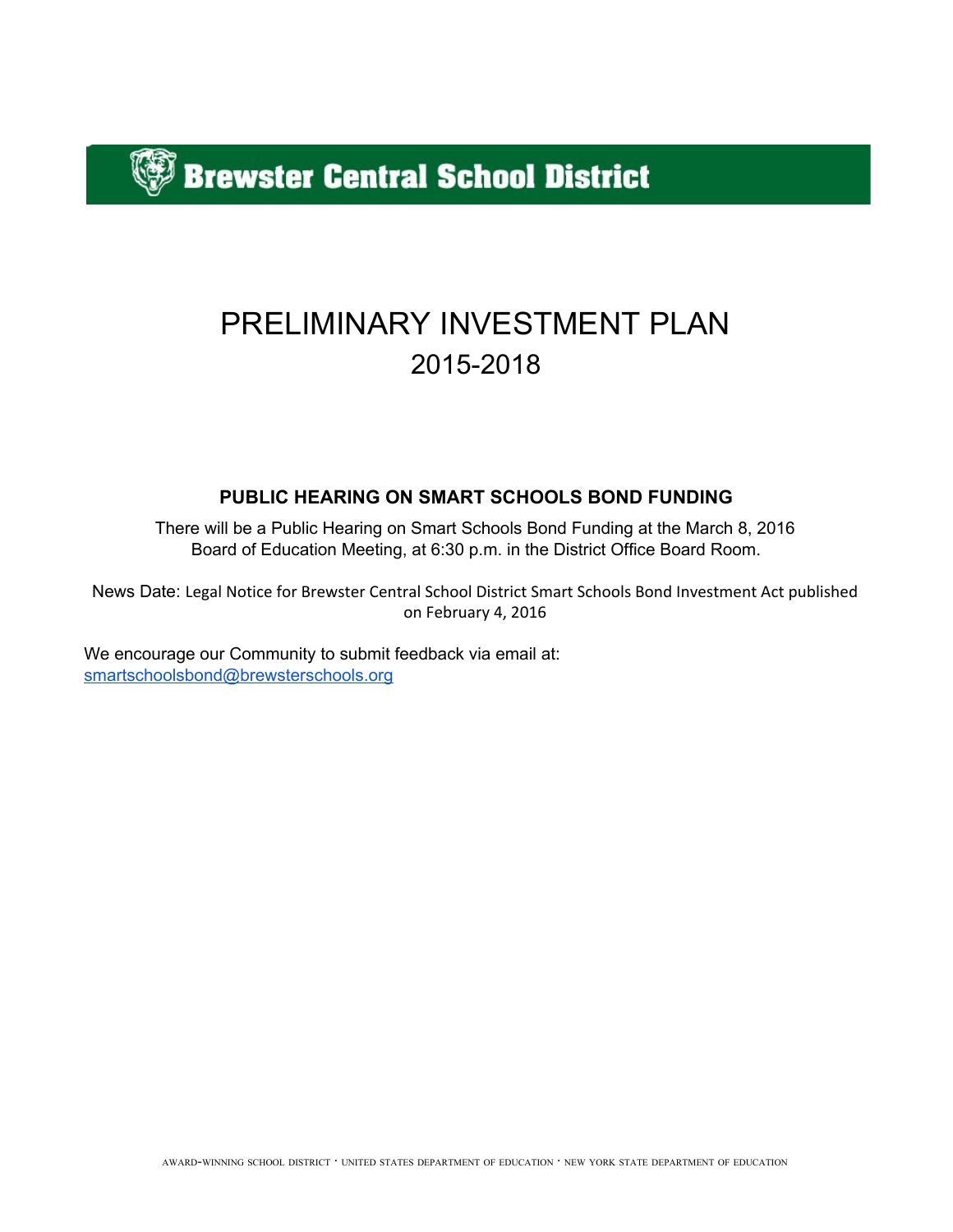# Brewster Central School District

# PRELIMINARY INVESTMENT PLAN

## 2015-2018

**PUBLIC HEARING ON SMART SCHOOLS BOND FUNDING**

There will be a Public Hearing on Smart Schools Bond Funding at the March 8, 2016 Board of Education Meeting, at 6:30 p.m. in the District Office Board Room.

News Date: Legal Notice for Brewster Central School District Smart Schools Bond Investment Act published on February 4, 2016

We encourage our Community to submit feedback via email at:
smartschoolsbond@brewsterschools.org

AWARD-WINNING SCHOOL DISTRICT · UNITED STATES DEPARTMENT OF EDUCATION · NEW YORK STATE DEPARTMENT OF EDUCATION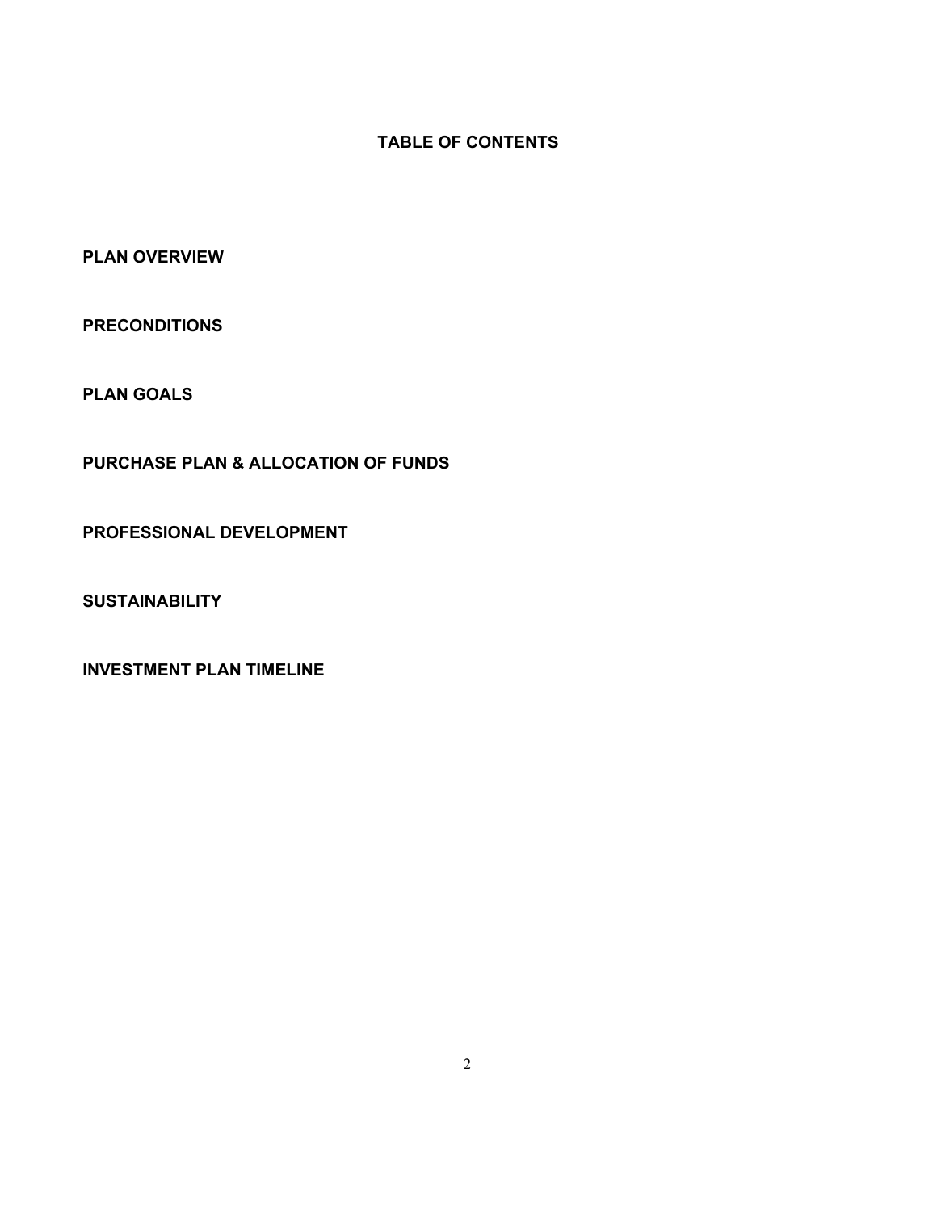# TABLE OF CONTENTS

**PLAN OVERVIEW**

**PRECONDITIONS**

**PLAN GOALS**

**PURCHASE PLAN & ALLOCATION OF FUNDS**

**PROFESSIONAL DEVELOPMENT**

**SUSTAINABILITY**

**INVESTMENT PLAN TIMELINE**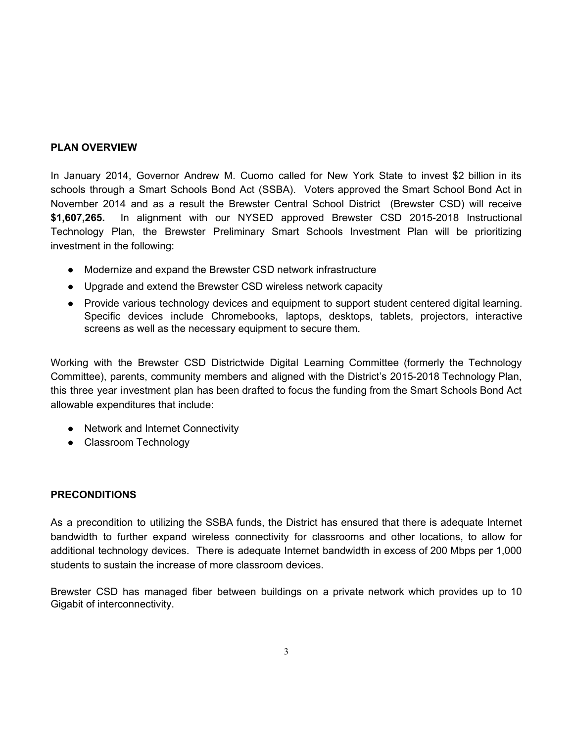## PLAN OVERVIEW

In January 2014, Governor Andrew M. Cuomo called for New York State to invest $2 billion in its schools through a Smart Schools Bond Act (SSBA). Voters approved the Smart School Bond Act in November 2014 and as a result the Brewster Central School District (Brewster CSD) will receive **$1,607,265.** In alignment with our NYSED approved Brewster CSD 2015-2018 Instructional Technology Plan, the Brewster Preliminary Smart Schools Investment Plan will be prioritizing investment in the following:

- Modernize and expand the Brewster CSD network infrastructure
- Upgrade and extend the Brewster CSD wireless network capacity
- Provide various technology devices and equipment to support student centered digital learning. Specific devices include Chromebooks, laptops, desktops, tablets, projectors, interactive screens as well as the necessary equipment to secure them.

Working with the Brewster CSD Districtwide Digital Learning Committee (formerly the Technology Committee), parents, community members and aligned with the District's 2015-2018 Technology Plan, this three year investment plan has been drafted to focus the funding from the Smart Schools Bond Act allowable expenditures that include:

- Network and Internet Connectivity
- Classroom Technology

## PRECONDITIONS

As a precondition to utilizing the SSBA funds, the District has ensured that there is adequate Internet bandwidth to further expand wireless connectivity for classrooms and other locations, to allow for additional technology devices. There is adequate Internet bandwidth in excess of 200 Mbps per 1,000 students to sustain the increase of more classroom devices.

Brewster CSD has managed fiber between buildings on a private network which provides up to 10 Gigabit of interconnectivity.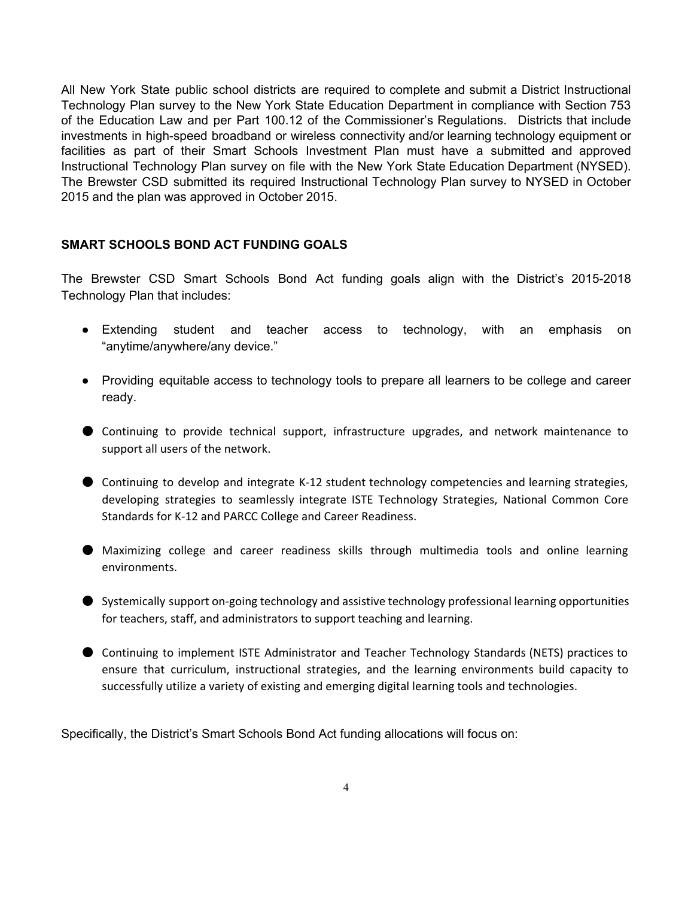All New York State public school districts are required to complete and submit a District Instructional Technology Plan survey to the New York State Education Department in compliance with Section 753 of the Education Law and per Part 100.12 of the Commissioner's Regulations. Districts that include investments in high-speed broadband or wireless connectivity and/or learning technology equipment or facilities as part of their Smart Schools Investment Plan must have a submitted and approved Instructional Technology Plan survey on file with the New York State Education Department (NYSED). The Brewster CSD submitted its required Instructional Technology Plan survey to NYSED in October 2015 and the plan was approved in October 2015.

**SMART SCHOOLS BOND ACT FUNDING GOALS**

The Brewster CSD Smart Schools Bond Act funding goals align with the District's 2015-2018 Technology Plan that includes:

- Extending student and teacher access to technology, with an emphasis on "anytime/anywhere/any device."
- Providing equitable access to technology tools to prepare all learners to be college and career ready.
- Continuing to provide technical support, infrastructure upgrades, and network maintenance to support all users of the network.
- Continuing to develop and integrate K-12 student technology competencies and learning strategies, developing strategies to seamlessly integrate ISTE Technology Strategies, National Common Core Standards for K-12 and PARCC College and Career Readiness.
- Maximizing college and career readiness skills through multimedia tools and online learning environments.
- Systemically support on-going technology and assistive technology professional learning opportunities for teachers, staff, and administrators to support teaching and learning.
- Continuing to implement ISTE Administrator and Teacher Technology Standards (NETS) practices to ensure that curriculum, instructional strategies, and the learning environments build capacity to successfully utilize a variety of existing and emerging digital learning tools and technologies.

Specifically, the District's Smart Schools Bond Act funding allocations will focus on: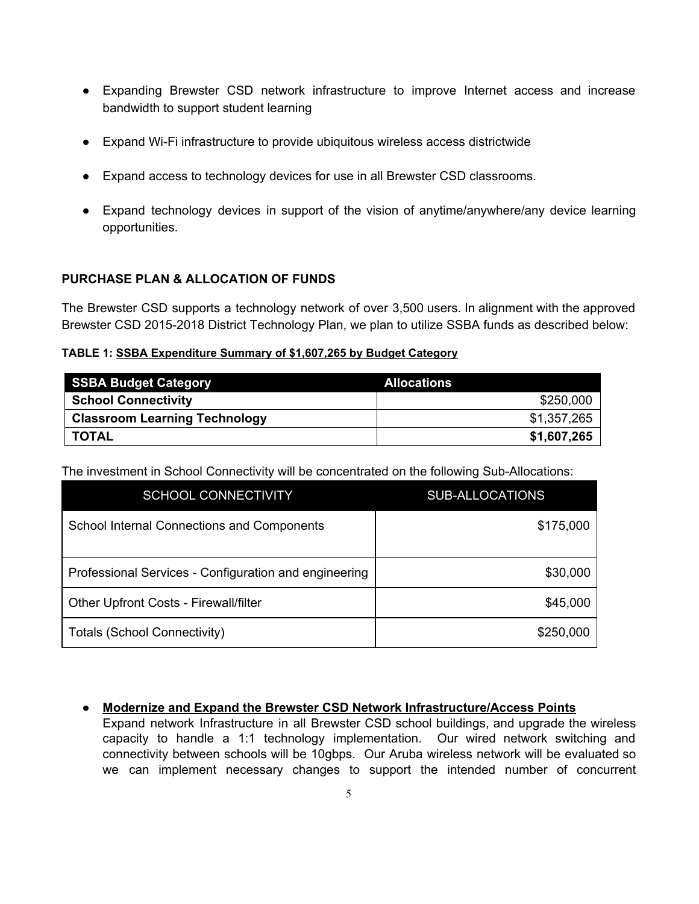- Expanding Brewster CSD network infrastructure to improve Internet access and increase bandwidth to support student learning

- Expand Wi-Fi infrastructure to provide ubiquitous wireless access districtwide

- Expand access to technology devices for use in all Brewster CSD classrooms.

- Expand technology devices in support of the vision of anytime/anywhere/any device learning opportunities.

## PURCHASE PLAN & ALLOCATION OF FUNDS

The Brewster CSD supports a technology network of over 3,500 users. In alignment with the approved Brewster CSD 2015-2018 District Technology Plan, we plan to utilize SSBA funds as described below:

**TABLE 1: SSBA Expenditure Summary of $1,607,265 by Budget Category**

| SSBA Budget Category | Allocations |
|---|---:|
| **School Connectivity** | $250,000 |
| **Classroom Learning Technology** | $1,357,265 |
| **TOTAL** | **$1,607,265** |

The investment in School Connectivity will be concentrated on the following Sub-Allocations:

| SCHOOL CONNECTIVITY | SUB-ALLOCATIONS |
|---|---:|
| School Internal Connections and Components | $175,000 |
| Professional Services - Configuration and engineering | $30,000 |
| Other Upfront Costs - Firewall/filter | $45,000 |
| Totals (School Connectivity) | $250,000 |

- **Modernize and Expand the Brewster CSD Network Infrastructure/Access Points**
  Expand network Infrastructure in all Brewster CSD school buildings, and upgrade the wireless capacity to handle a 1:1 technology implementation. Our wired network switching and connectivity between schools will be 10gbps. Our Aruba wireless network will be evaluated so we can implement necessary changes to support the intended number of concurrent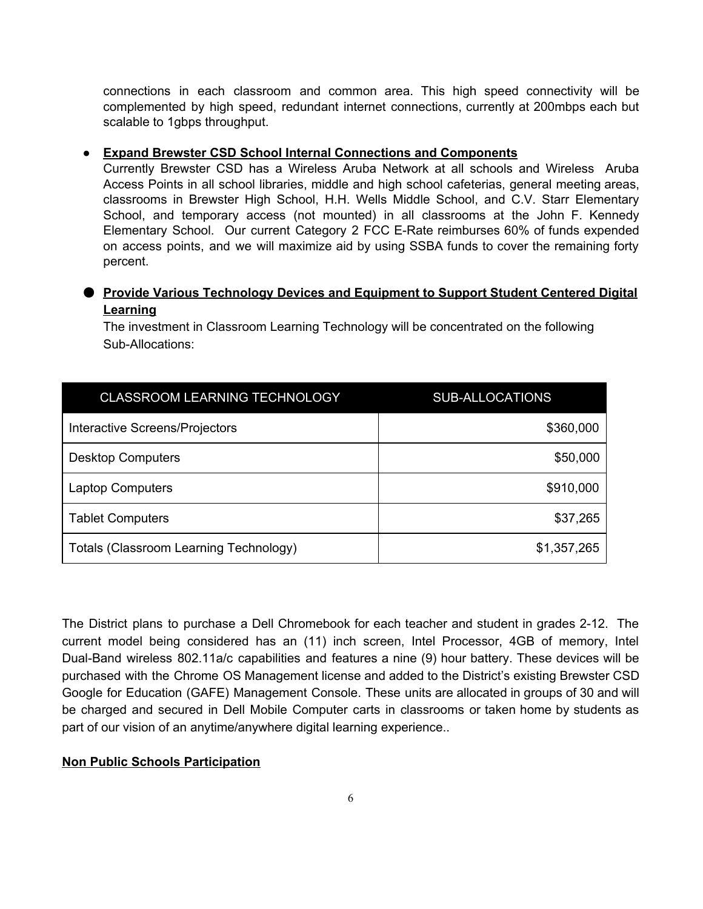connections in each classroom and common area. This high speed connectivity will be complemented by high speed, redundant internet connections, currently at 200mbps each but scalable to 1gbps throughput.

- **<u>Expand Brewster CSD School Internal Connections and Components</u>**
  Currently Brewster CSD has a Wireless Aruba Network at all schools and Wireless Aruba Access Points in all school libraries, middle and high school cafeterias, general meeting areas, classrooms in Brewster High School, H.H. Wells Middle School, and C.V. Starr Elementary School, and temporary access (not mounted) in all classrooms at the John F. Kennedy Elementary School. Our current Category 2 FCC E-Rate reimburses 60% of funds expended on access points, and we will maximize aid by using SSBA funds to cover the remaining forty percent.

- **<u>Provide Various Technology Devices and Equipment to Support Student Centered Digital Learning</u>**
  The investment in Classroom Learning Technology will be concentrated on the following Sub-Allocations:

| CLASSROOM LEARNING TECHNOLOGY | SUB-ALLOCATIONS |
|---|---:|
| Interactive Screens/Projectors | $360,000 |
| Desktop Computers | $50,000 |
| Laptop Computers | $910,000 |
| Tablet Computers | $37,265 |
| Totals (Classroom Learning Technology) | $1,357,265 |

The District plans to purchase a Dell Chromebook for each teacher and student in grades 2-12. The current model being considered has an (11) inch screen, Intel Processor, 4GB of memory, Intel Dual-Band wireless 802.11a/c capabilities and features a nine (9) hour battery. These devices will be purchased with the Chrome OS Management license and added to the District's existing Brewster CSD Google for Education (GAFE) Management Console. These units are allocated in groups of 30 and will be charged and secured in Dell Mobile Computer carts in classrooms or taken home by students as part of our vision of an anytime/anywhere digital learning experience..

**<u>Non Public Schools Participation</u>**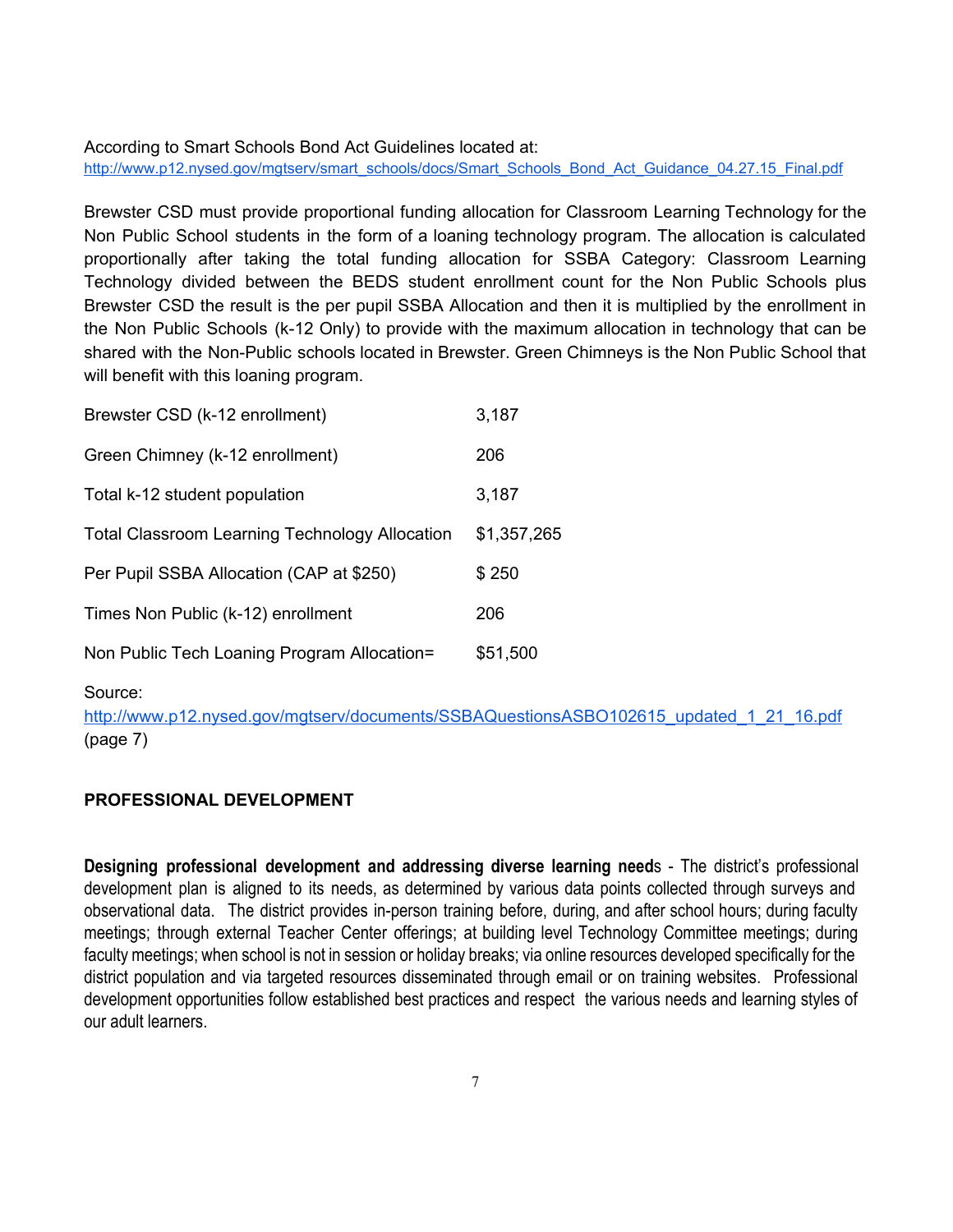According to Smart Schools Bond Act Guidelines located at:
http://www.p12.nysed.gov/mgtserv/smart_schools/docs/Smart_Schools_Bond_Act_Guidance_04.27.15_Final.pdf

Brewster CSD must provide proportional funding allocation for Classroom Learning Technology for the Non Public School students in the form of a loaning technology program. The allocation is calculated proportionally after taking the total funding allocation for SSBA Category: Classroom Learning Technology divided between the BEDS student enrollment count for the Non Public Schools plus Brewster CSD the result is the per pupil SSBA Allocation and then it is multiplied by the enrollment in the Non Public Schools (k-12 Only) to provide with the maximum allocation in technology that can be shared with the Non-Public schools located in Brewster. Green Chimneys is the Non Public School that will benefit with this loaning program.

| | |
|---|---|
| Brewster CSD (k-12 enrollment) | 3,187 |
| Green Chimney (k-12 enrollment) | 206 |
| Total k-12 student population | 3,187 |
| Total Classroom Learning Technology Allocation | $1,357,265 |
| Per Pupil SSBA Allocation (CAP at $250) | $ 250 |
| Times Non Public (k-12) enrollment | 206 |
| Non Public Tech Loaning Program Allocation= | $51,500 |

Source:
http://www.p12.nysed.gov/mgtserv/documents/SSBAQuestionsASBO102615_updated_1_21_16.pdf (page 7)

**PROFESSIONAL DEVELOPMENT**

**Designing professional development and addressing diverse learning need**s - The district's professional development plan is aligned to its needs, as determined by various data points collected through surveys and observational data. The district provides in-person training before, during, and after school hours; during faculty meetings; through external Teacher Center offerings; at building level Technology Committee meetings; during faculty meetings; when school is not in session or holiday breaks; via online resources developed specifically for the district population and via targeted resources disseminated through email or on training websites. Professional development opportunities follow established best practices and respect the various needs and learning styles of our adult learners.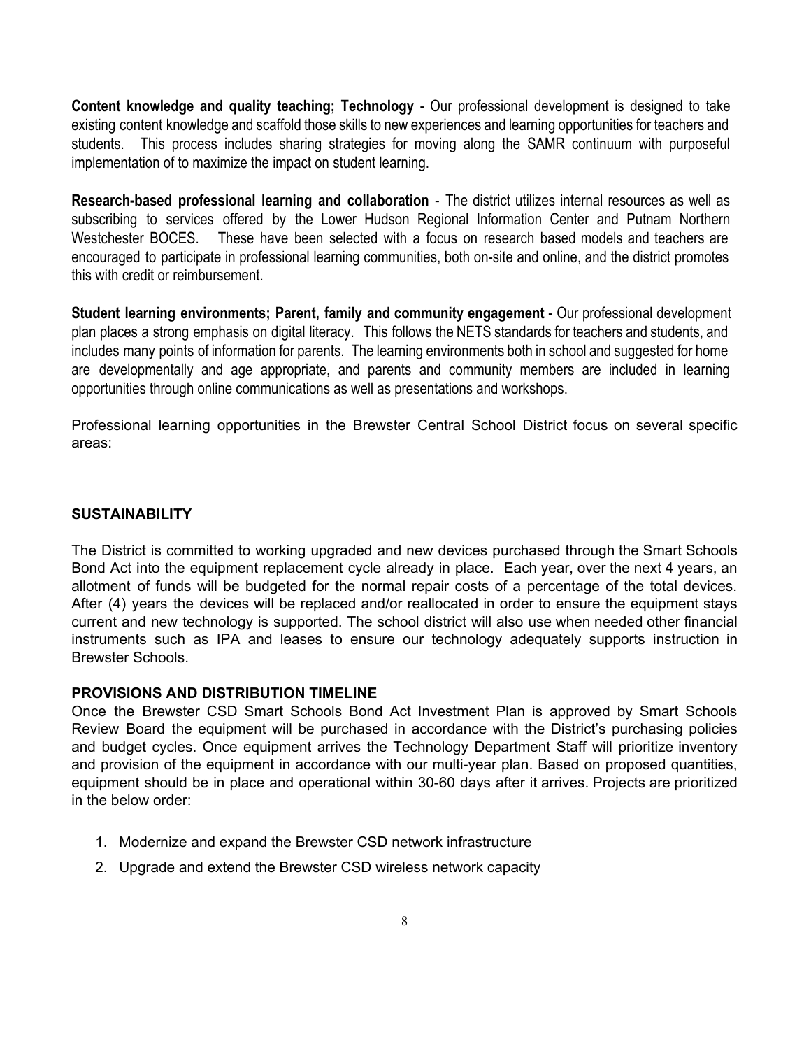**Content knowledge and quality teaching; Technology** - Our professional development is designed to take existing content knowledge and scaffold those skills to new experiences and learning opportunities for teachers and students. This process includes sharing strategies for moving along the SAMR continuum with purposeful implementation of to maximize the impact on student learning.

**Research-based professional learning and collaboration** - The district utilizes internal resources as well as subscribing to services offered by the Lower Hudson Regional Information Center and Putnam Northern Westchester BOCES. These have been selected with a focus on research based models and teachers are encouraged to participate in professional learning communities, both on-site and online, and the district promotes this with credit or reimbursement.

**Student learning environments; Parent, family and community engagement** - Our professional development plan places a strong emphasis on digital literacy. This follows the NETS standards for teachers and students, and includes many points of information for parents. The learning environments both in school and suggested for home are developmentally and age appropriate, and parents and community members are included in learning opportunities through online communications as well as presentations and workshops.

Professional learning opportunities in the Brewster Central School District focus on several specific areas:

**SUSTAINABILITY**

The District is committed to working upgraded and new devices purchased through the Smart Schools Bond Act into the equipment replacement cycle already in place. Each year, over the next 4 years, an allotment of funds will be budgeted for the normal repair costs of a percentage of the total devices. After (4) years the devices will be replaced and/or reallocated in order to ensure the equipment stays current and new technology is supported. The school district will also use when needed other financial instruments such as IPA and leases to ensure our technology adequately supports instruction in Brewster Schools.

**PROVISIONS AND DISTRIBUTION TIMELINE**

Once the Brewster CSD Smart Schools Bond Act Investment Plan is approved by Smart Schools Review Board the equipment will be purchased in accordance with the District's purchasing policies and budget cycles. Once equipment arrives the Technology Department Staff will prioritize inventory and provision of the equipment in accordance with our multi-year plan. Based on proposed quantities, equipment should be in place and operational within 30-60 days after it arrives. Projects are prioritized in the below order:

1. Modernize and expand the Brewster CSD network infrastructure
2. Upgrade and extend the Brewster CSD wireless network capacity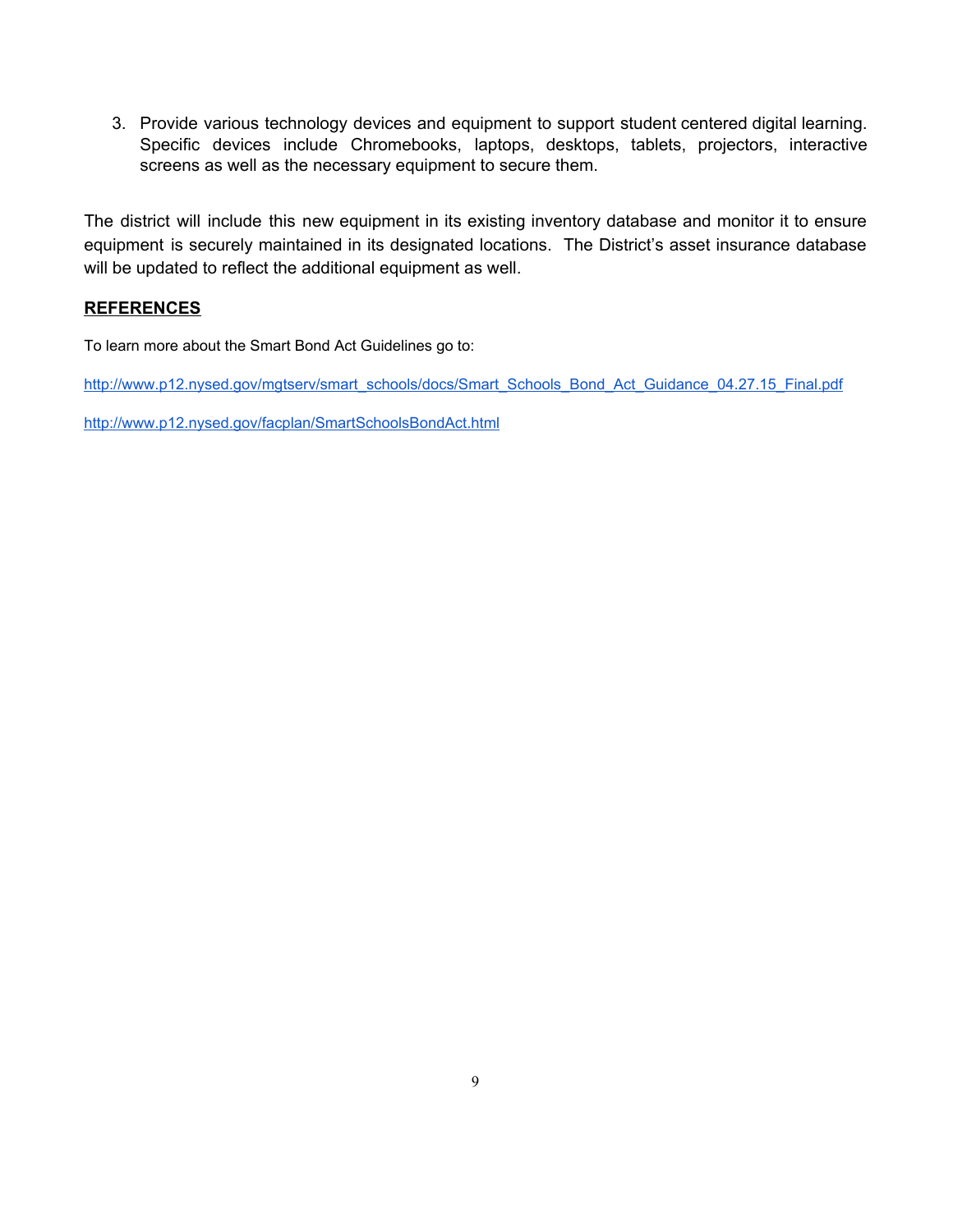3. Provide various technology devices and equipment to support student centered digital learning. Specific devices include Chromebooks, laptops, desktops, tablets, projectors, interactive screens as well as the necessary equipment to secure them.

The district will include this new equipment in its existing inventory database and monitor it to ensure equipment is securely maintained in its designated locations. The District's asset insurance database will be updated to reflect the additional equipment as well.

## REFERENCES

To learn more about the Smart Bond Act Guidelines go to:

[http://www.p12.nysed.gov/mgtserv/smart_schools/docs/Smart_Schools_Bond_Act_Guidance_04.27.15_Final.pdf](http://www.p12.nysed.gov/mgtserv/smart_schools/docs/Smart_Schools_Bond_Act_Guidance_04.27.15_Final.pdf)

[http://www.p12.nysed.gov/facplan/SmartSchoolsBondAct.html](http://www.p12.nysed.gov/facplan/SmartSchoolsBondAct.html)